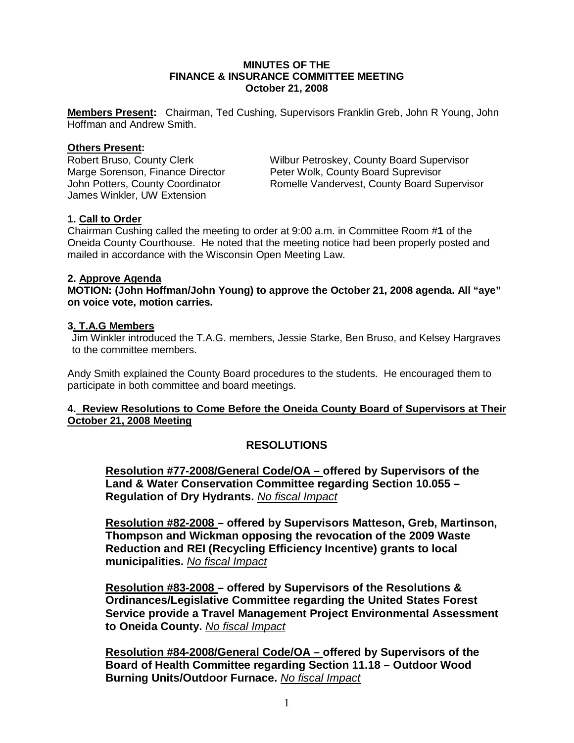# MINUTES OF THE FINANCE & INSURANCE COMMITTEE MEETING
## October 21, 2008

**Members Present:** Chairman, Ted Cushing, Supervisors Franklin Greb, John R Young, John Hoffman and Andrew Smith.

**Others Present:**

Robert Bruso, County Clerk
Marge Sorenson, Finance Director
John Potters, County Coordinator
James Winkler, UW Extension
Wilbur Petroskey, County Board Supervisor
Peter Wolk, County Board Suprevisor
Romelle Vandervest, County Board Supervisor

**1. Call to Order**

Chairman Cushing called the meeting to order at 9:00 a.m. in Committee Room #**1** of the Oneida County Courthouse. He noted that the meeting notice had been properly posted and mailed in accordance with the Wisconsin Open Meeting Law.

**2. Approve Agenda**

**MOTION: (John Hoffman/John Young) to approve the October 21, 2008 agenda. All "aye" on voice vote, motion carries.**

**3. T.A.G Members**

Jim Winkler introduced the T.A.G. members, Jessie Starke, Ben Bruso, and Kelsey Hargraves to the committee members.

Andy Smith explained the County Board procedures to the students. He encouraged them to participate in both committee and board meetings.

**4. Review Resolutions to Come Before the Oneida County Board of Supervisors at Their October 21, 2008 Meeting**

## RESOLUTIONS

**Resolution #77-2008/General Code/OA – offered by Supervisors of the Land & Water Conservation Committee regarding Section 10.055 – Regulation of Dry Hydrants.** *No fiscal Impact*

**Resolution #82-2008 – offered by Supervisors Matteson, Greb, Martinson, Thompson and Wickman opposing the revocation of the 2009 Waste Reduction and REI (Recycling Efficiency Incentive) grants to local municipalities.** *No fiscal Impact*

**Resolution #83-2008 – offered by Supervisors of the Resolutions & Ordinances/Legislative Committee regarding the United States Forest Service provide a Travel Management Project Environmental Assessment to Oneida County.** *No fiscal Impact*

**Resolution #84-2008/General Code/OA – offered by Supervisors of the Board of Health Committee regarding Section 11.18 – Outdoor Wood Burning Units/Outdoor Furnace.** *No fiscal Impact*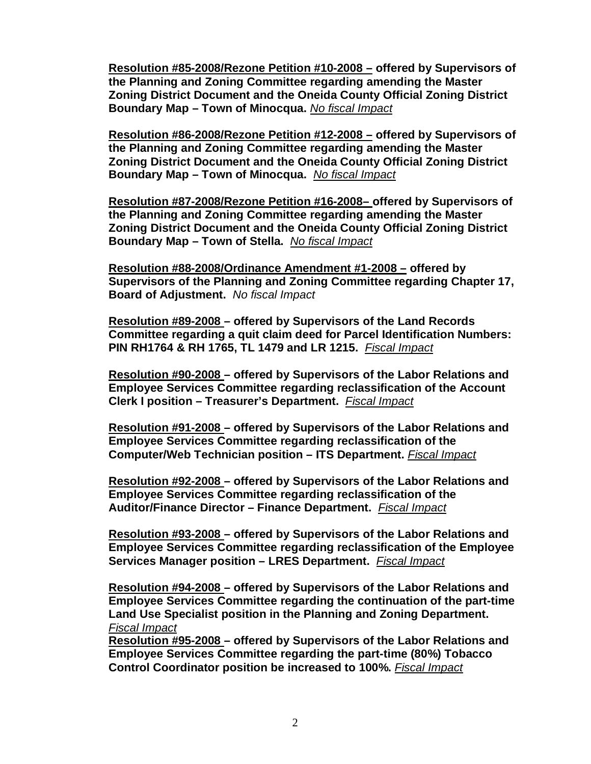**<u>Resolution #85-2008/Rezone Petition #10-2008 –</u> offered by Supervisors of the Planning and Zoning Committee regarding amending the Master Zoning District Document and the Oneida County Official Zoning District Boundary Map – Town of Minocqua.** *<u>No fiscal Impact</u>*

**<u>Resolution #86-2008/Rezone Petition #12-2008 –</u> offered by Supervisors of the Planning and Zoning Committee regarding amending the Master Zoning District Document and the Oneida County Official Zoning District Boundary Map – Town of Minocqua.** *<u>No fiscal Impact</u>*

**<u>Resolution #87-2008/Rezone Petition #16-2008–</u> offered by Supervisors of the Planning and Zoning Committee regarding amending the Master Zoning District Document and the Oneida County Official Zoning District Boundary Map – Town of Stella.** *<u>No fiscal Impact</u>*

**<u>Resolution #88-2008/Ordinance Amendment #1-2008 –</u> offered by Supervisors of the Planning and Zoning Committee regarding Chapter 17, Board of Adjustment.** *No fiscal Impact*

**<u>Resolution #89-2008</u> – offered by Supervisors of the Land Records Committee regarding a quit claim deed for Parcel Identification Numbers: PIN RH1764 & RH 1765, TL 1479 and LR 1215.** *<u>Fiscal Impact</u>*

**<u>Resolution #90-2008</u> – offered by Supervisors of the Labor Relations and Employee Services Committee regarding reclassification of the Account Clerk I position – Treasurer's Department.** *<u>Fiscal Impact</u>*

**<u>Resolution #91-2008</u> – offered by Supervisors of the Labor Relations and Employee Services Committee regarding reclassification of the Computer/Web Technician position – ITS Department.** *<u>Fiscal Impact</u>*

**<u>Resolution #92-2008</u> – offered by Supervisors of the Labor Relations and Employee Services Committee regarding reclassification of the Auditor/Finance Director – Finance Department.** *<u>Fiscal Impact</u>*

**<u>Resolution #93-2008</u> – offered by Supervisors of the Labor Relations and Employee Services Committee regarding reclassification of the Employee Services Manager position – LRES Department.** *<u>Fiscal Impact</u>*

**<u>Resolution #94-2008</u> – offered by Supervisors of the Labor Relations and Employee Services Committee regarding the continuation of the part-time Land Use Specialist position in the Planning and Zoning Department.** *<u>Fiscal Impact</u>*

**<u>Resolution #95-2008</u> – offered by Supervisors of the Labor Relations and Employee Services Committee regarding the part-time (80%) Tobacco Control Coordinator position be increased to 100%.** *<u>Fiscal Impact</u>*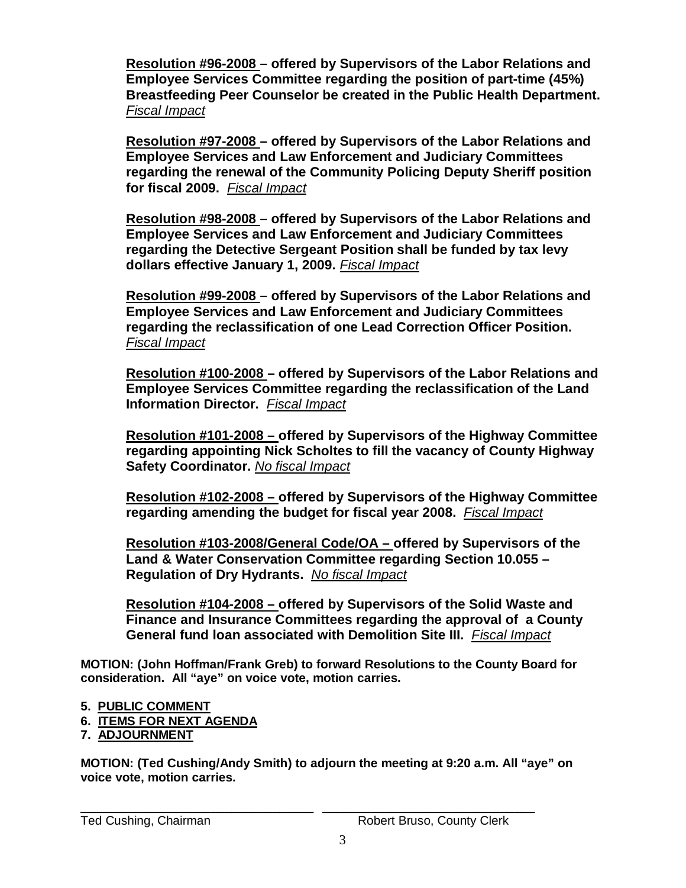**<u>Resolution #96-2008</u> – offered by Supervisors of the Labor Relations and Employee Services Committee regarding the position of part-time (45%) Breastfeeding Peer Counselor be created in the Public Health Department.** *<u>Fiscal Impact</u>*

**<u>Resolution #97-2008</u> – offered by Supervisors of the Labor Relations and Employee Services and Law Enforcement and Judiciary Committees regarding the renewal of the Community Policing Deputy Sheriff position for fiscal 2009.** *<u>Fiscal Impact</u>*

**<u>Resolution #98-2008</u> – offered by Supervisors of the Labor Relations and Employee Services and Law Enforcement and Judiciary Committees regarding the Detective Sergeant Position shall be funded by tax levy dollars effective January 1, 2009.** *<u>Fiscal Impact</u>*

**<u>Resolution #99-2008</u> – offered by Supervisors of the Labor Relations and Employee Services and Law Enforcement and Judiciary Committees regarding the reclassification of one Lead Correction Officer Position.** *<u>Fiscal Impact</u>*

**<u>Resolution #100-2008</u> – offered by Supervisors of the Labor Relations and Employee Services Committee regarding the reclassification of the Land Information Director.** *<u>Fiscal Impact</u>*

**<u>Resolution #101-2008 –</u> offered by Supervisors of the Highway Committee regarding appointing Nick Scholtes to fill the vacancy of County Highway Safety Coordinator.** *<u>No fiscal Impact</u>*

**<u>Resolution #102-2008 –</u> offered by Supervisors of the Highway Committee regarding amending the budget for fiscal year 2008.** *<u>Fiscal Impact</u>*

**<u>Resolution #103-2008/General Code/OA –</u> offered by Supervisors of the Land & Water Conservation Committee regarding Section 10.055 – Regulation of Dry Hydrants.** *<u>No fiscal Impact</u>*

**<u>Resolution #104-2008 –</u> offered by Supervisors of the Solid Waste and Finance and Insurance Committees regarding the approval of a County General fund loan associated with Demolition Site III.** *<u>Fiscal Impact</u>*

**MOTION: (John Hoffman/Frank Greb) to forward Resolutions to the County Board for consideration. All "aye" on voice vote, motion carries.**

5. **<u>PUBLIC COMMENT</u>**
6. **<u>ITEMS FOR NEXT AGENDA</u>**
7. **<u>ADJOURNMENT</u>**

**MOTION: (Ted Cushing/Andy Smith) to adjourn the meeting at 9:20 a.m. All "aye" on voice vote, motion carries.**

\_\_\_\_\_\_\_\_\_\_\_\_\_\_\_\_\_\_\_\_\_\_\_\_\_\_\_\_\_\_\_\_ \_\_\_\_\_\_\_\_\_\_\_\_\_\_\_\_\_\_\_\_\_\_\_\_\_\_\_\_\_\_\_\_

Ted Cushing, Chairman Robert Bruso, County Clerk